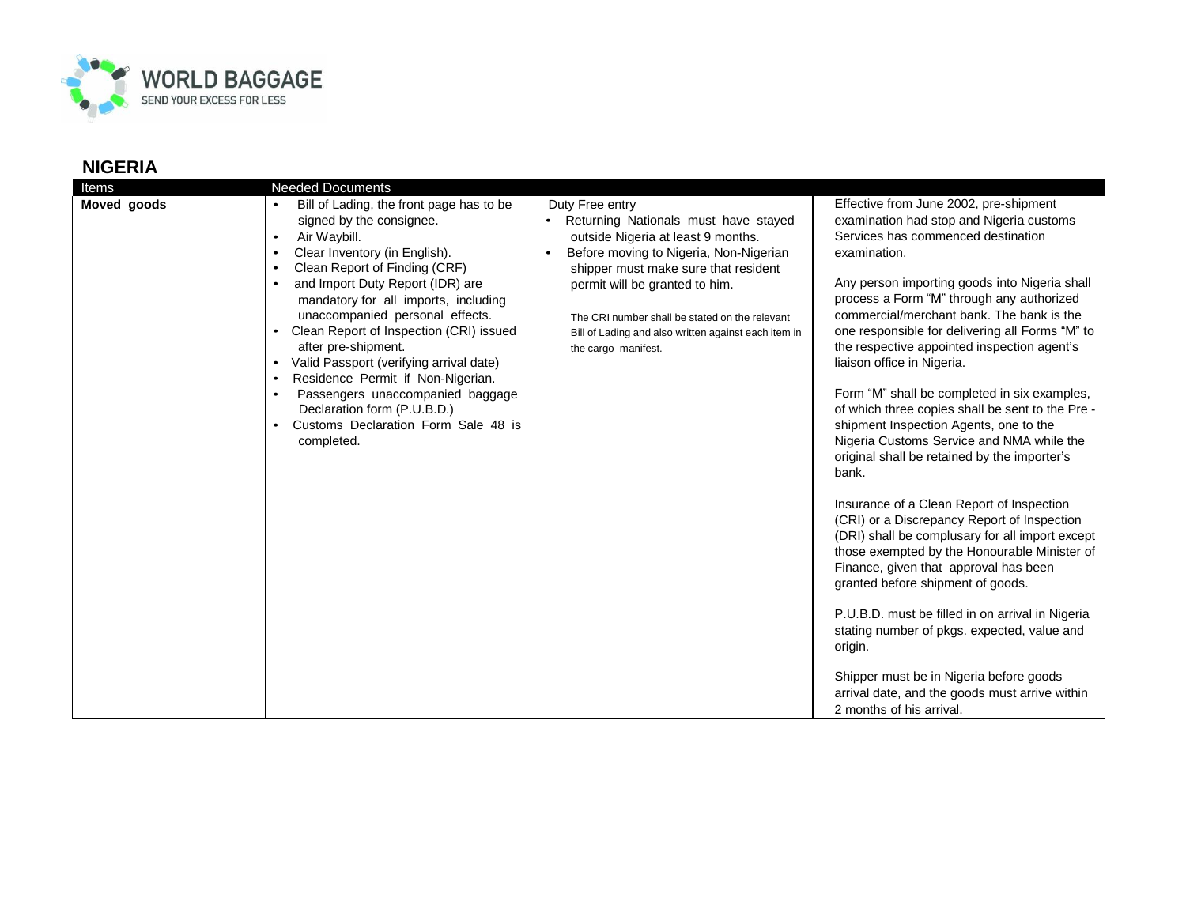WORLD BAGGAGE
SEND YOUR EXCESS FOR LESS

## NIGERIA

| Items | Needed Documents | | |
|---|---|---|---|
| **Moved goods** | • Bill of Lading, the front page has to be signed by the consignee.<br>• Air Waybill.<br>• Clear Inventory (in English).<br>• Clean Report of Finding (CRF)<br>• and Import Duty Report (IDR) are mandatory for all imports, including unaccompanied personal effects.<br>• Clean Report of Inspection (CRI) issued after pre-shipment.<br>• Valid Passport (verifying arrival date)<br>• Residence Permit if Non-Nigerian.<br>• Passengers unaccompanied baggage Declaration form (P.U.B.D.)<br>• Customs Declaration Form Sale 48 is completed. | Duty Free entry<br>• Returning Nationals must have stayed outside Nigeria at least 9 months.<br>• Before moving to Nigeria, Non-Nigerian shipper must make sure that resident permit will be granted to him.<br><br>The CRI number shall be stated on the relevant Bill of Lading and also written against each item in the cargo manifest. | Effective from June 2002, pre-shipment examination had stop and Nigeria customs Services has commenced destination examination.<br><br>Any person importing goods into Nigeria shall process a Form "M" through any authorized commercial/merchant bank. The bank is the one responsible for delivering all Forms "M" to the respective appointed inspection agent's liaison office in Nigeria.<br><br>Form "M" shall be completed in six examples, of which three copies shall be sent to the Pre - shipment Inspection Agents, one to the Nigeria Customs Service and NMA while the original shall be retained by the importer's bank.<br><br>Insurance of a Clean Report of Inspection (CRI) or a Discrepancy Report of Inspection (DRI) shall be complusary for all import except those exempted by the Honourable Minister of Finance, given that approval has been granted before shipment of goods.<br><br>P.U.B.D. must be filled in on arrival in Nigeria stating number of pkgs. expected, value and origin.<br><br>Shipper must be in Nigeria before goods arrival date, and the goods must arrive within 2 months of his arrival. |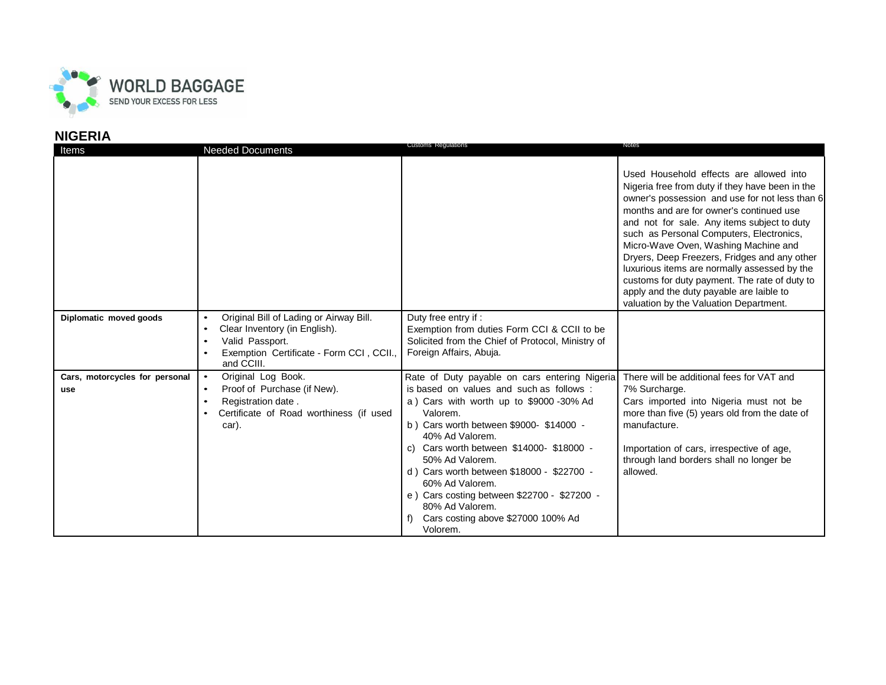## NIGERIA

| Items | Needed Documents | Customs Regulations | Notes |
|---|---|---|---|
| | | | Used Household effects are allowed into Nigeria free from duty if they have been in the owner's possession and use for not less than 6 months and are for owner's continued use and not for sale. Any items subject to duty such as Personal Computers, Electronics, Micro-Wave Oven, Washing Machine and Dryers, Deep Freezers, Fridges and any other luxurious items are normally assessed by the customs for duty payment. The rate of duty to apply and the duty payable are laible to valuation by the Valuation Department. |
| **Diplomatic moved goods** | • Original Bill of Lading or Airway Bill.<br>• Clear Inventory (in English).<br>• Valid Passport.<br>• Exemption Certificate - Form CCI , CCII., and CCIII. | Duty free entry if :<br>Exemption from duties Form CCI & CCII to be Solicited from the Chief of Protocol, Ministry of Foreign Affairs, Abuja. | |
| **Cars, motorcycles for personal use** | • Original Log Book.<br>• Proof of Purchase (if New).<br>• Registration date .<br>• Certificate of Road worthiness (if used car). | Rate of Duty payable on cars entering Nigeria is based on values and such as follows :<br>a ) Cars with worth up to $9000 -30% Ad Valorem.<br>b ) Cars worth between $9000- $14000 - 40% Ad Valorem.<br>c) Cars worth between $14000- $18000 - 50% Ad Valorem.<br>d ) Cars worth between $18000 - $22700 - 60% Ad Valorem.<br>e ) Cars costing between $22700 - $27200 - 80% Ad Valorem.<br>f) Cars costing above $27000 100% Ad Volorem. | There will be additional fees for VAT and 7% Surcharge.<br>Cars imported into Nigeria must not be more than five (5) years old from the date of manufacture.<br><br>Importation of cars, irrespective of age, through land borders shall no longer be allowed. |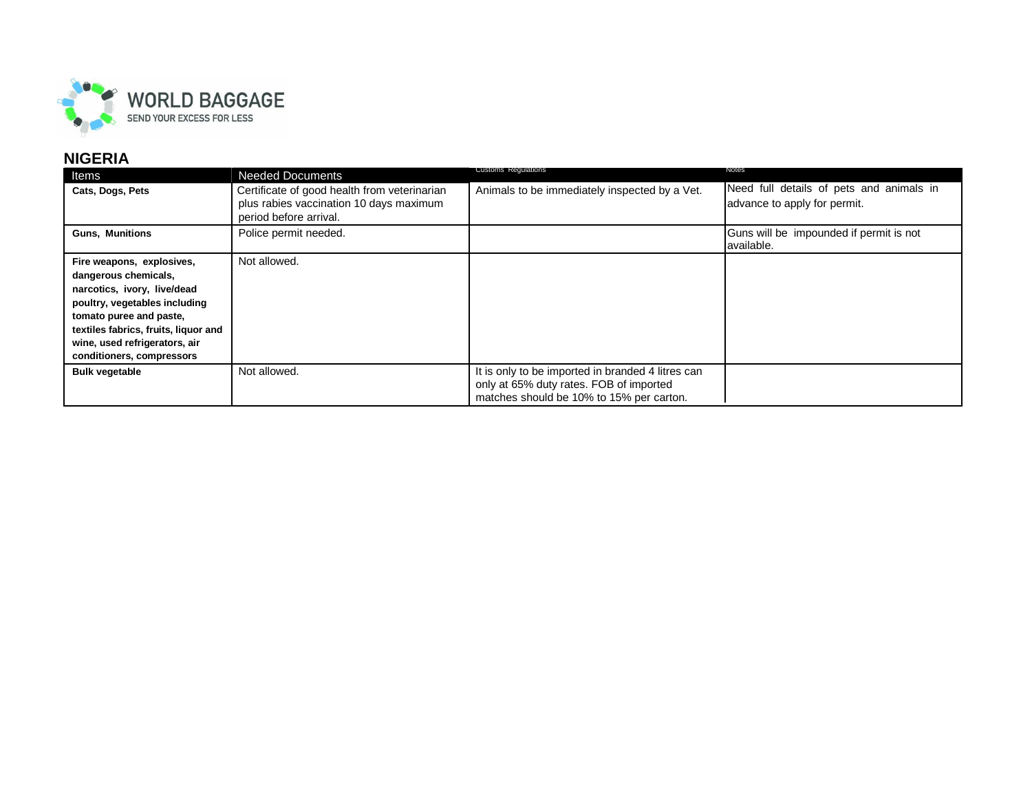## NIGERIA

| Items | Needed Documents | Customs Regulations | Notes |
|---|---|---|---|
| **Cats, Dogs, Pets** | Certificate of good health from veterinarian plus rabies vaccination 10 days maximum period before arrival. | Animals to be immediately inspected by a Vet. | Need full details of pets and animals in advance to apply for permit. |
| **Guns, Munitions** | Police permit needed. | | Guns will be impounded if permit is not available. |
| **Fire weapons, explosives, dangerous chemicals, narcotics, ivory, live/dead poultry, vegetables including tomato puree and paste, textiles fabrics, fruits, liquor and wine, used refrigerators, air conditioners, compressors** | Not allowed. | | |
| **Bulk vegetable** | Not allowed. | It is only to be imported in branded 4 litres can only at 65% duty rates. FOB of imported matches should be 10% to 15% per carton. | |